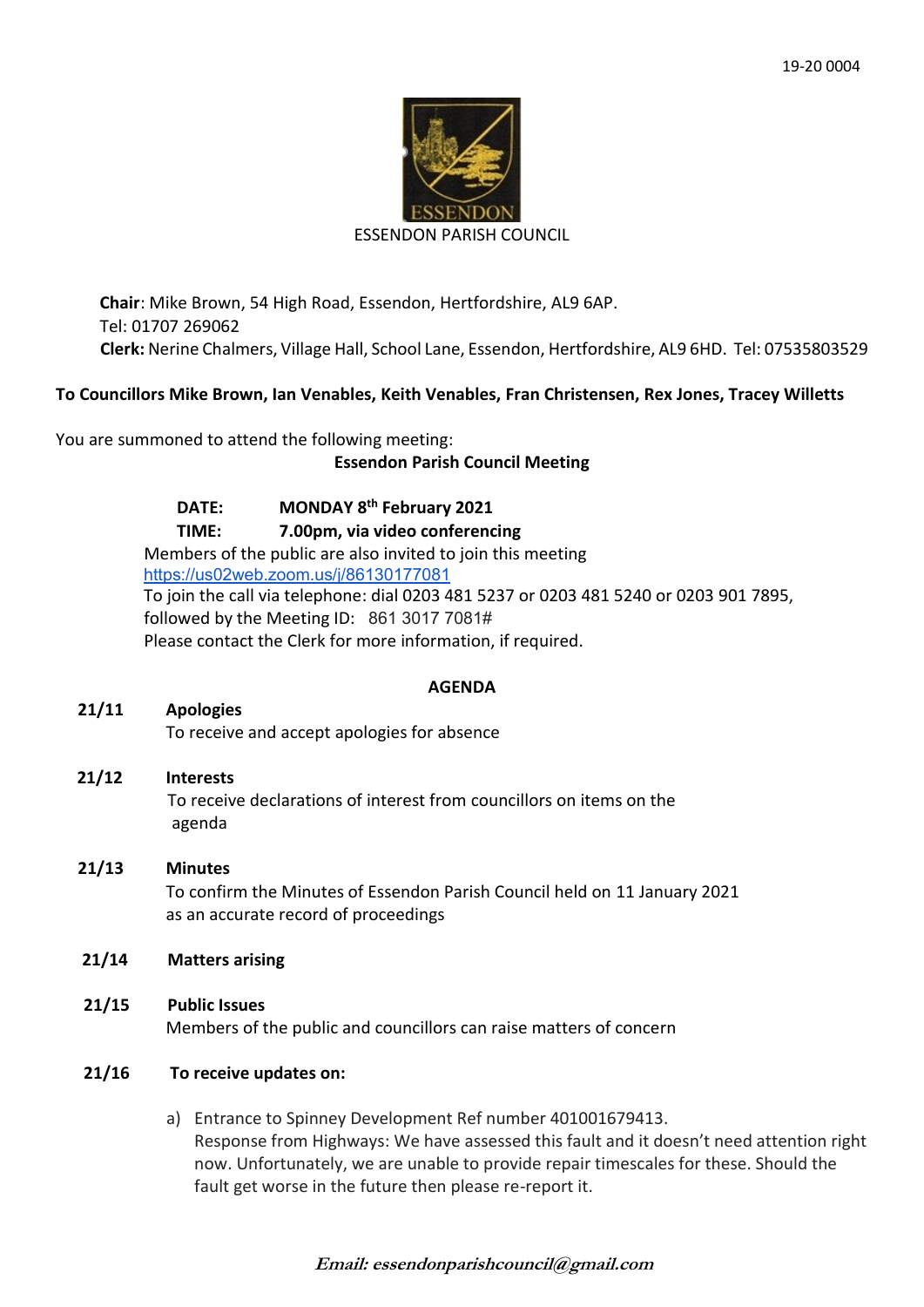19-20 0004

ESSENDON PARISH COUNCIL

**Chair**: Mike Brown, 54 High Road, Essendon, Hertfordshire, AL9 6AP.
Tel: 01707 269062
**Clerk:** Nerine Chalmers, Village Hall, School Lane, Essendon, Hertfordshire, AL9 6HD. Tel: 07535803529

**To Councillors Mike Brown, Ian Venables, Keith Venables, Fran Christensen, Rex Jones, Tracey Willetts**

You are summoned to attend the following meeting:

**Essendon Parish Council Meeting**

**DATE:** **MONDAY 8th February 2021**
**TIME:** **7.00pm, via video conferencing**

Members of the public are also invited to join this meeting
https://us02web.zoom.us/j/86130177081
To join the call via telephone: dial 0203 481 5237 or 0203 481 5240 or 0203 901 7895, followed by the Meeting ID: 861 3017 7081#
Please contact the Clerk for more information, if required.

## AGENDA

**21/11 Apologies**
To receive and accept apologies for absence

**21/12 Interests**
To receive declarations of interest from councillors on items on the agenda

**21/13 Minutes**
To confirm the Minutes of Essendon Parish Council held on 11 January 2021 as an accurate record of proceedings

**21/14 Matters arising**

**21/15 Public Issues**
Members of the public and councillors can raise matters of concern

**21/16 To receive updates on:**

a) Entrance to Spinney Development Ref number 401001679413.
Response from Highways: We have assessed this fault and it doesn't need attention right now. Unfortunately, we are unable to provide repair timescales for these. Should the fault get worse in the future then please re-report it.

***Email: essendonparishcouncil@gmail.com***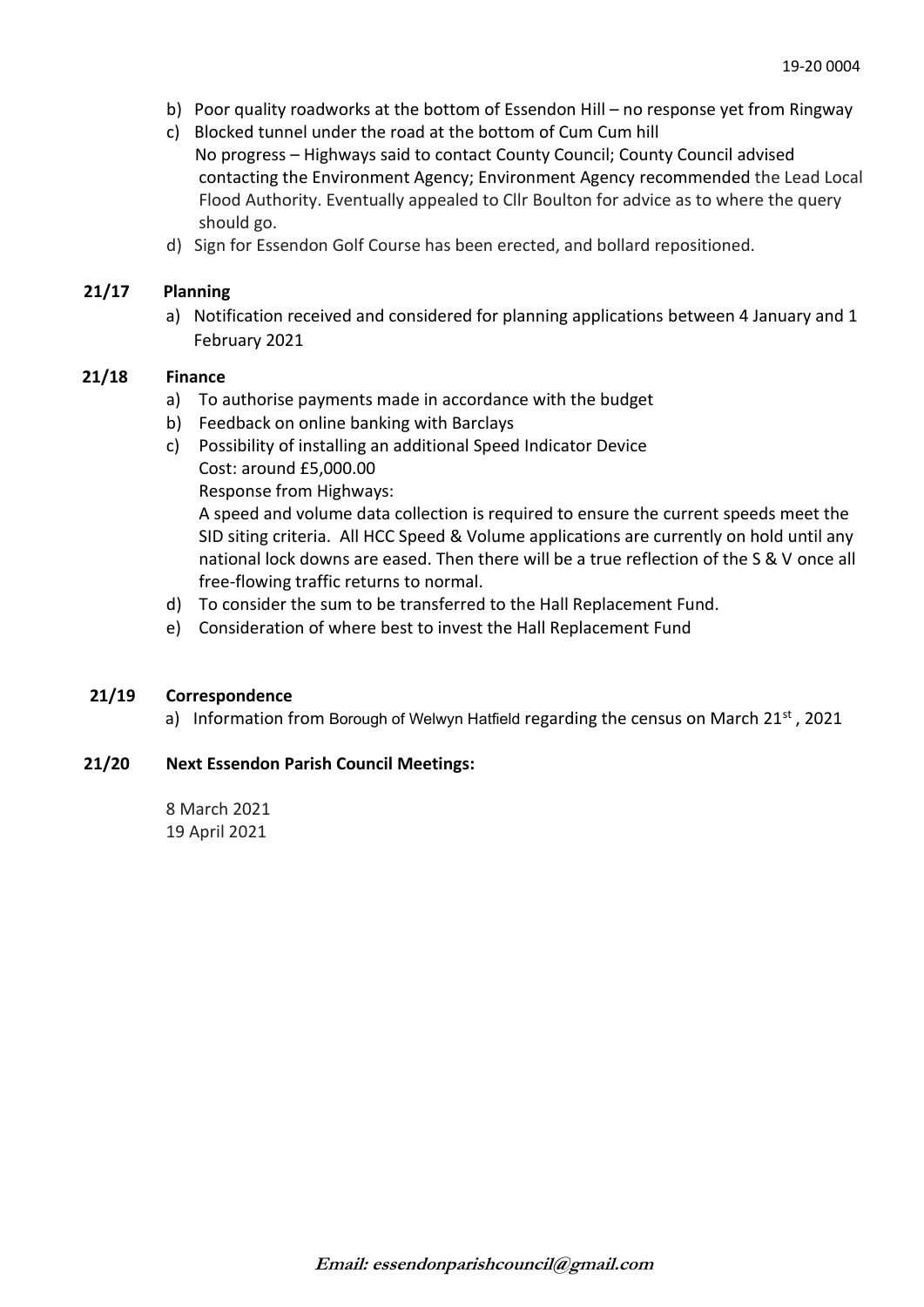b) Poor quality roadworks at the bottom of Essendon Hill – no response yet from Ringway

c) Blocked tunnel under the road at the bottom of Cum Cum hill
   No progress – Highways said to contact County Council; County Council advised contacting the Environment Agency; Environment Agency recommended the Lead Local Flood Authority. Eventually appealed to Cllr Boulton for advice as to where the query should go.

d) Sign for Essendon Golf Course has been erected, and bollard repositioned.

**21/17 Planning**

a) Notification received and considered for planning applications between 4 January and 1 February 2021

**21/18 Finance**

a) To authorise payments made in accordance with the budget

b) Feedback on online banking with Barclays

c) Possibility of installing an additional Speed Indicator Device
   Cost: around £5,000.00
   Response from Highways:
   A speed and volume data collection is required to ensure the current speeds meet the SID siting criteria. All HCC Speed & Volume applications are currently on hold until any national lock downs are eased. Then there will be a true reflection of the S & V once all free-flowing traffic returns to normal.

d) To consider the sum to be transferred to the Hall Replacement Fund.

e) Consideration of where best to invest the Hall Replacement Fund

**21/19 Correspondence**

a) Information from Borough of Welwyn Hatfield regarding the census on March 21st , 2021

**21/20 Next Essendon Parish Council Meetings:**

8 March 2021
19 April 2021

***Email: essendonparishcouncil@gmail.com***